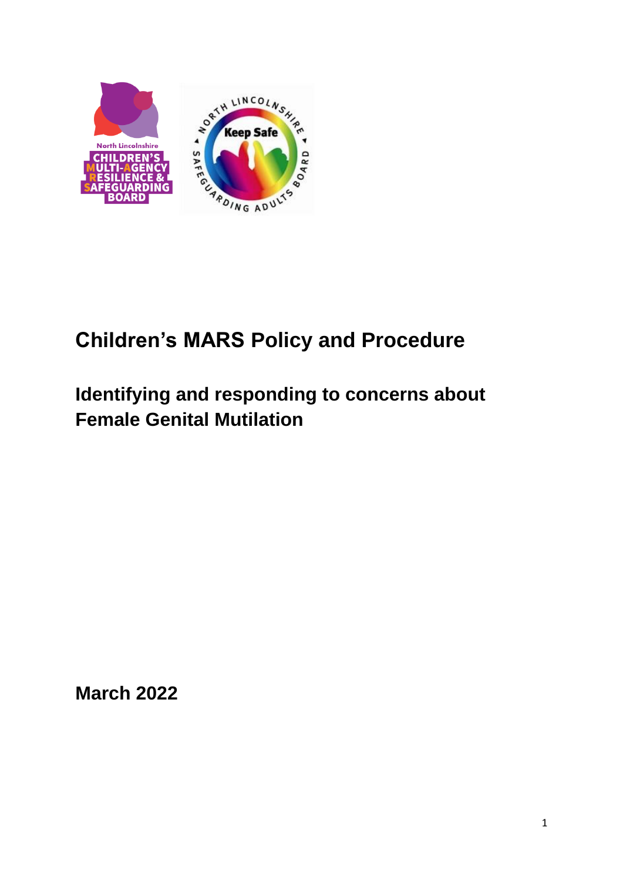# Children's MARS Policy and Procedure

## Identifying and responding to concerns about Female Genital Mutilation

**March 2022**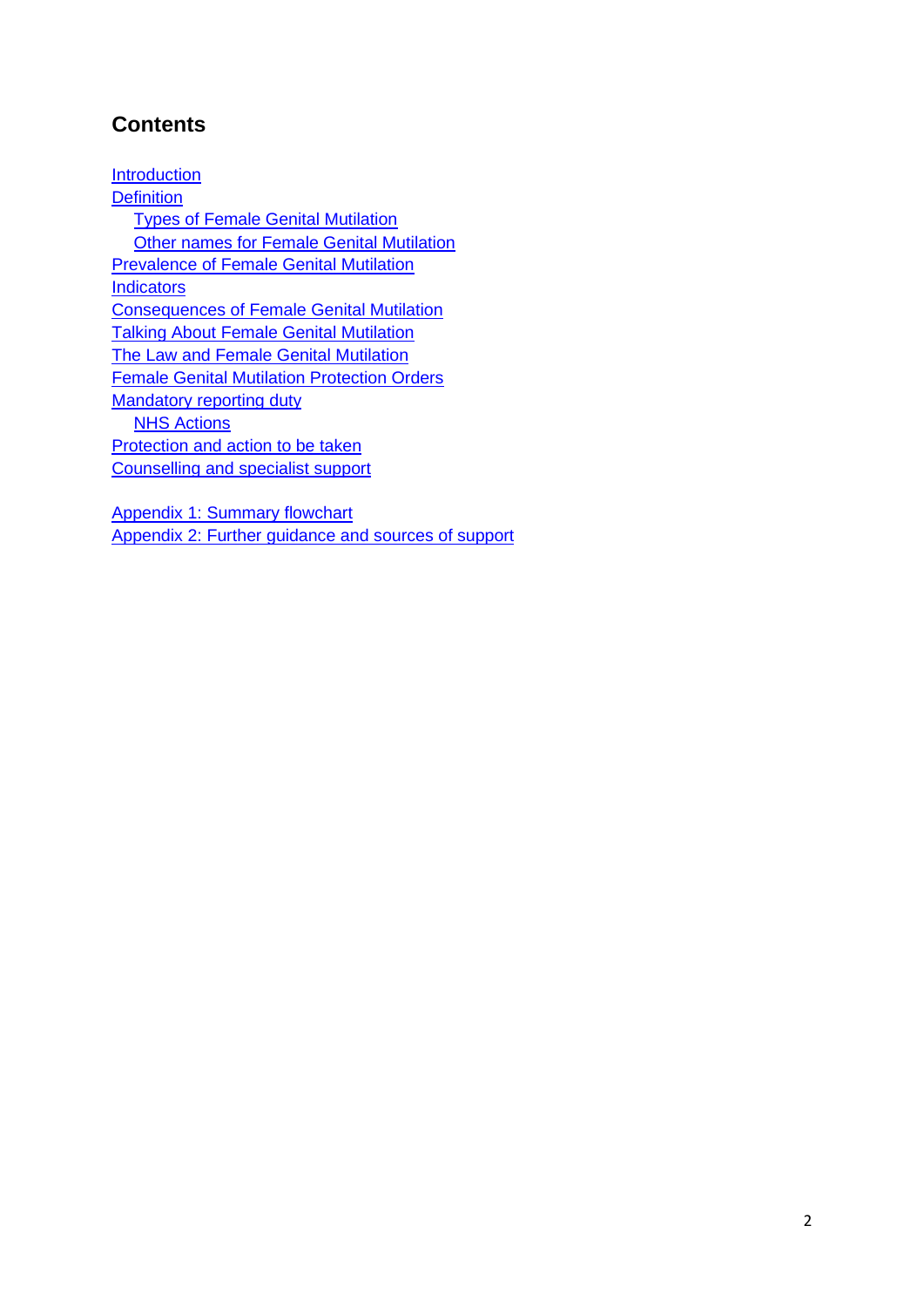## Contents

- Introduction
- Definition
  - Types of Female Genital Mutilation
  - Other names for Female Genital Mutilation
- Prevalence of Female Genital Mutilation
- Indicators
- Consequences of Female Genital Mutilation
- Talking About Female Genital Mutilation
- The Law and Female Genital Mutilation
- Female Genital Mutilation Protection Orders
- Mandatory reporting duty
  - NHS Actions
- Protection and action to be taken
- Counselling and specialist support

- Appendix 1: Summary flowchart
- Appendix 2: Further guidance and sources of support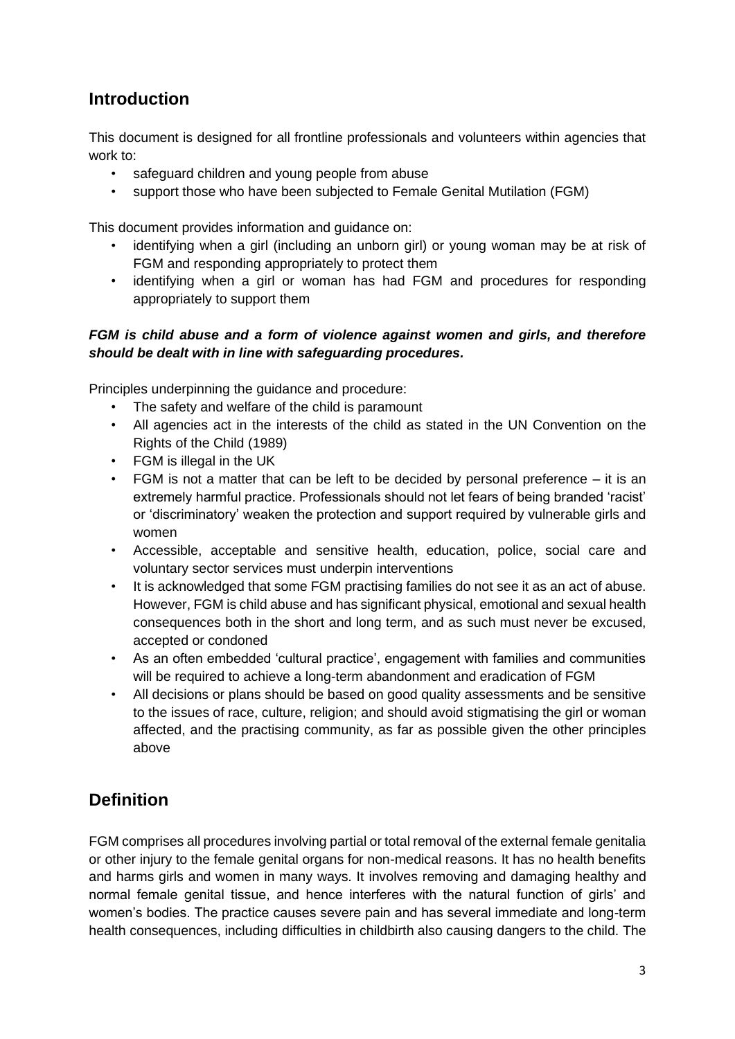## Introduction

This document is designed for all frontline professionals and volunteers within agencies that work to:

- safeguard children and young people from abuse
- support those who have been subjected to Female Genital Mutilation (FGM)

This document provides information and guidance on:

- identifying when a girl (including an unborn girl) or young woman may be at risk of FGM and responding appropriately to protect them
- identifying when a girl or woman has had FGM and procedures for responding appropriately to support them

***FGM is child abuse and a form of violence against women and girls, and therefore should be dealt with in line with safeguarding procedures.***

Principles underpinning the guidance and procedure:

- The safety and welfare of the child is paramount
- All agencies act in the interests of the child as stated in the UN Convention on the Rights of the Child (1989)
- FGM is illegal in the UK
- FGM is not a matter that can be left to be decided by personal preference – it is an extremely harmful practice. Professionals should not let fears of being branded 'racist' or 'discriminatory' weaken the protection and support required by vulnerable girls and women
- Accessible, acceptable and sensitive health, education, police, social care and voluntary sector services must underpin interventions
- It is acknowledged that some FGM practising families do not see it as an act of abuse. However, FGM is child abuse and has significant physical, emotional and sexual health consequences both in the short and long term, and as such must never be excused, accepted or condoned
- As an often embedded 'cultural practice', engagement with families and communities will be required to achieve a long-term abandonment and eradication of FGM
- All decisions or plans should be based on good quality assessments and be sensitive to the issues of race, culture, religion; and should avoid stigmatising the girl or woman affected, and the practising community, as far as possible given the other principles above

## Definition

FGM comprises all procedures involving partial or total removal of the external female genitalia or other injury to the female genital organs for non-medical reasons. It has no health benefits and harms girls and women in many ways. It involves removing and damaging healthy and normal female genital tissue, and hence interferes with the natural function of girls' and women's bodies. The practice causes severe pain and has several immediate and long-term health consequences, including difficulties in childbirth also causing dangers to the child. The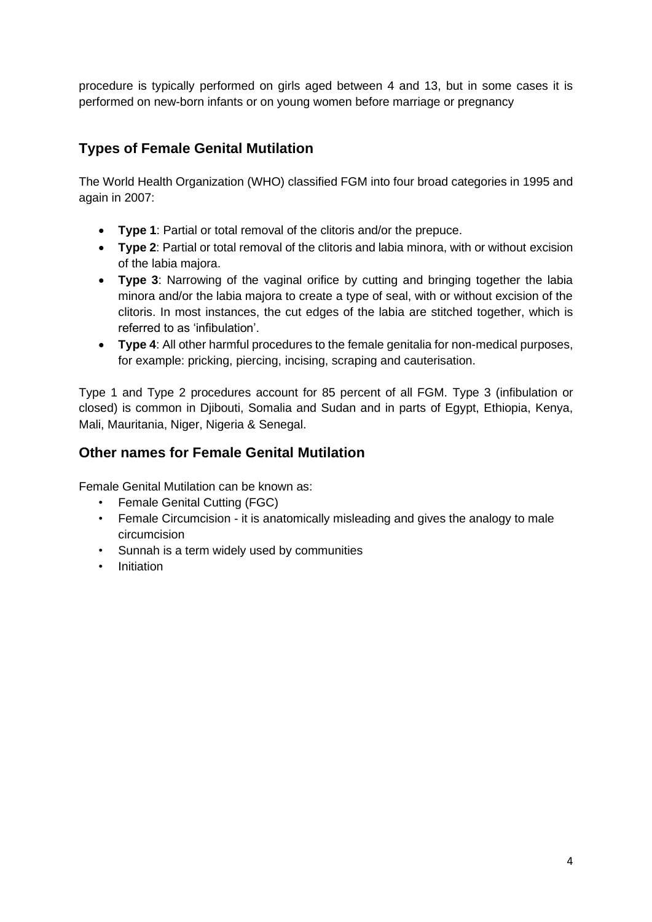procedure is typically performed on girls aged between 4 and 13, but in some cases it is performed on new-born infants or on young women before marriage or pregnancy

## Types of Female Genital Mutilation

The World Health Organization (WHO) classified FGM into four broad categories in 1995 and again in 2007:

- **Type 1**: Partial or total removal of the clitoris and/or the prepuce.
- **Type 2**: Partial or total removal of the clitoris and labia minora, with or without excision of the labia majora.
- **Type 3**: Narrowing of the vaginal orifice by cutting and bringing together the labia minora and/or the labia majora to create a type of seal, with or without excision of the clitoris. In most instances, the cut edges of the labia are stitched together, which is referred to as 'infibulation'.
- **Type 4**: All other harmful procedures to the female genitalia for non-medical purposes, for example: pricking, piercing, incising, scraping and cauterisation.

Type 1 and Type 2 procedures account for 85 percent of all FGM. Type 3 (infibulation or closed) is common in Djibouti, Somalia and Sudan and in parts of Egypt, Ethiopia, Kenya, Mali, Mauritania, Niger, Nigeria & Senegal.

## Other names for Female Genital Mutilation

Female Genital Mutilation can be known as:

- Female Genital Cutting (FGC)
- Female Circumcision - it is anatomically misleading and gives the analogy to male circumcision
- Sunnah is a term widely used by communities
- Initiation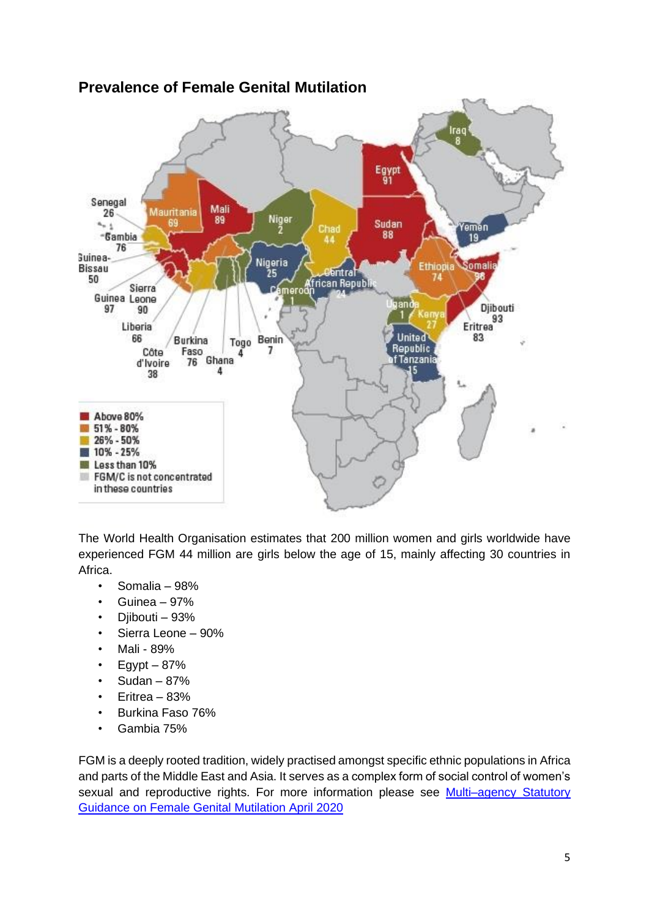## Prevalence of Female Genital Mutilation

The World Health Organisation estimates that 200 million women and girls worldwide have experienced FGM 44 million are girls below the age of 15, mainly affecting 30 countries in Africa.

- Somalia – 98%
- Guinea – 97%
- Djibouti – 93%
- Sierra Leone – 90%
- Mali - 89%
- Egypt – 87%
- Sudan – 87%
- Eritrea – 83%
- Burkina Faso 76%
- Gambia 75%

FGM is a deeply rooted tradition, widely practised amongst specific ethnic populations in Africa and parts of the Middle East and Asia. It serves as a complex form of social control of women's sexual and reproductive rights. For more information please see [Multi–agency Statutory Guidance on Female Genital Mutilation April 2020]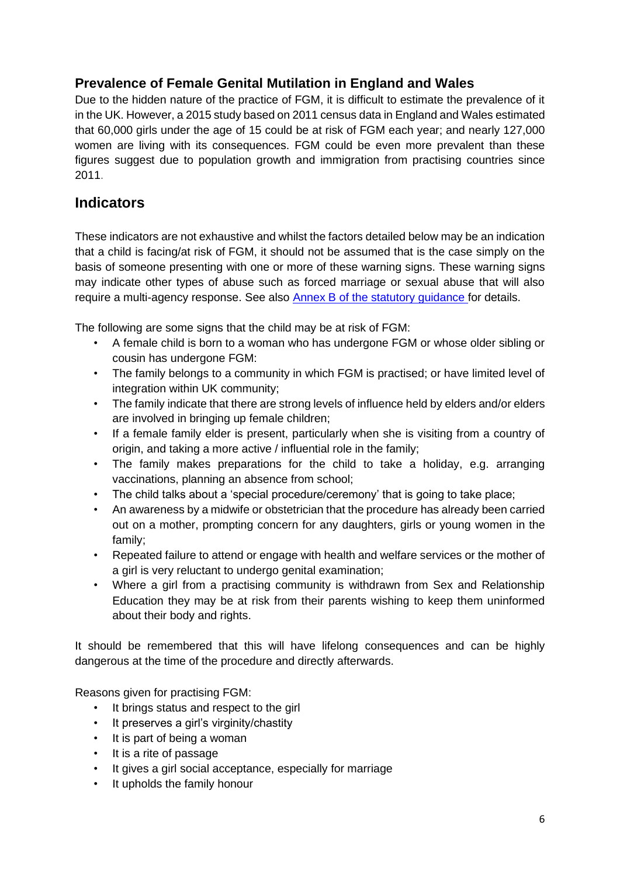## Prevalence of Female Genital Mutilation in England and Wales

Due to the hidden nature of the practice of FGM, it is difficult to estimate the prevalence of it in the UK. However, a 2015 study based on 2011 census data in England and Wales estimated that 60,000 girls under the age of 15 could be at risk of FGM each year; and nearly 127,000 women are living with its consequences. FGM could be even more prevalent than these figures suggest due to population growth and immigration from practising countries since 2011.

## Indicators

These indicators are not exhaustive and whilst the factors detailed below may be an indication that a child is facing/at risk of FGM, it should not be assumed that is the case simply on the basis of someone presenting with one or more of these warning signs. These warning signs may indicate other types of abuse such as forced marriage or sexual abuse that will also require a multi-agency response. See also [Annex B of the statutory guidance](#) for details.

The following are some signs that the child may be at risk of FGM:

- A female child is born to a woman who has undergone FGM or whose older sibling or cousin has undergone FGM:
- The family belongs to a community in which FGM is practised; or have limited level of integration within UK community;
- The family indicate that there are strong levels of influence held by elders and/or elders are involved in bringing up female children;
- If a female family elder is present, particularly when she is visiting from a country of origin, and taking a more active / influential role in the family;
- The family makes preparations for the child to take a holiday, e.g. arranging vaccinations, planning an absence from school;
- The child talks about a 'special procedure/ceremony' that is going to take place;
- An awareness by a midwife or obstetrician that the procedure has already been carried out on a mother, prompting concern for any daughters, girls or young women in the family;
- Repeated failure to attend or engage with health and welfare services or the mother of a girl is very reluctant to undergo genital examination;
- Where a girl from a practising community is withdrawn from Sex and Relationship Education they may be at risk from their parents wishing to keep them uninformed about their body and rights.

It should be remembered that this will have lifelong consequences and can be highly dangerous at the time of the procedure and directly afterwards.

Reasons given for practising FGM:

- It brings status and respect to the girl
- It preserves a girl's virginity/chastity
- It is part of being a woman
- It is a rite of passage
- It gives a girl social acceptance, especially for marriage
- It upholds the family honour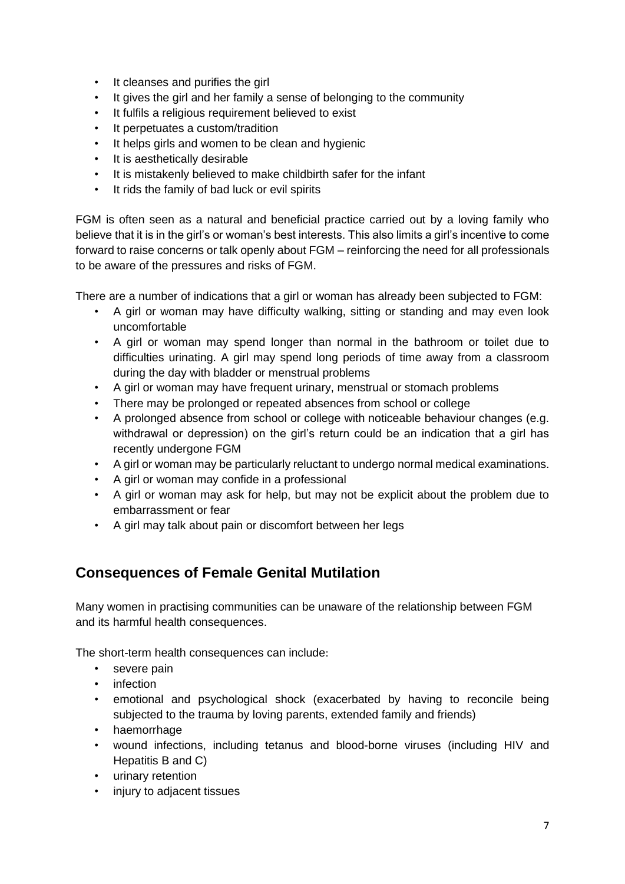- It cleanses and purifies the girl
- It gives the girl and her family a sense of belonging to the community
- It fulfils a religious requirement believed to exist
- It perpetuates a custom/tradition
- It helps girls and women to be clean and hygienic
- It is aesthetically desirable
- It is mistakenly believed to make childbirth safer for the infant
- It rids the family of bad luck or evil spirits

FGM is often seen as a natural and beneficial practice carried out by a loving family who believe that it is in the girl's or woman's best interests. This also limits a girl's incentive to come forward to raise concerns or talk openly about FGM – reinforcing the need for all professionals to be aware of the pressures and risks of FGM.

There are a number of indications that a girl or woman has already been subjected to FGM:

- A girl or woman may have difficulty walking, sitting or standing and may even look uncomfortable
- A girl or woman may spend longer than normal in the bathroom or toilet due to difficulties urinating. A girl may spend long periods of time away from a classroom during the day with bladder or menstrual problems
- A girl or woman may have frequent urinary, menstrual or stomach problems
- There may be prolonged or repeated absences from school or college
- A prolonged absence from school or college with noticeable behaviour changes (e.g. withdrawal or depression) on the girl's return could be an indication that a girl has recently undergone FGM
- A girl or woman may be particularly reluctant to undergo normal medical examinations.
- A girl or woman may confide in a professional
- A girl or woman may ask for help, but may not be explicit about the problem due to embarrassment or fear
- A girl may talk about pain or discomfort between her legs

## Consequences of Female Genital Mutilation

Many women in practising communities can be unaware of the relationship between FGM and its harmful health consequences.

The short-term health consequences can include:

- severe pain
- infection
- emotional and psychological shock (exacerbated by having to reconcile being subjected to the trauma by loving parents, extended family and friends)
- haemorrhage
- wound infections, including tetanus and blood-borne viruses (including HIV and Hepatitis B and C)
- urinary retention
- injury to adjacent tissues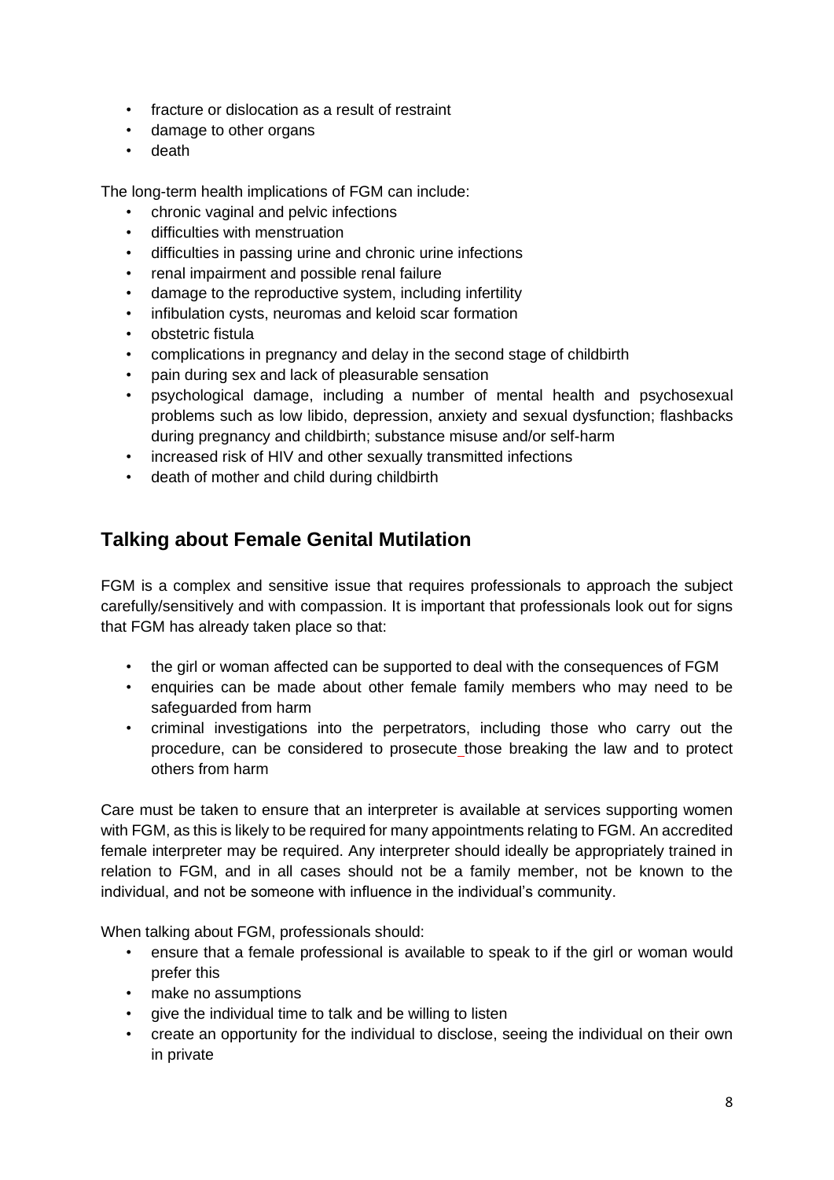- fracture or dislocation as a result of restraint
- damage to other organs
- death

The long-term health implications of FGM can include:

- chronic vaginal and pelvic infections
- difficulties with menstruation
- difficulties in passing urine and chronic urine infections
- renal impairment and possible renal failure
- damage to the reproductive system, including infertility
- infibulation cysts, neuromas and keloid scar formation
- obstetric fistula
- complications in pregnancy and delay in the second stage of childbirth
- pain during sex and lack of pleasurable sensation
- psychological damage, including a number of mental health and psychosexual problems such as low libido, depression, anxiety and sexual dysfunction; flashbacks during pregnancy and childbirth; substance misuse and/or self-harm
- increased risk of HIV and other sexually transmitted infections
- death of mother and child during childbirth

## Talking about Female Genital Mutilation

FGM is a complex and sensitive issue that requires professionals to approach the subject carefully/sensitively and with compassion. It is important that professionals look out for signs that FGM has already taken place so that:

- the girl or woman affected can be supported to deal with the consequences of FGM
- enquiries can be made about other female family members who may need to be safeguarded from harm
- criminal investigations into the perpetrators, including those who carry out the procedure, can be considered to prosecute_those breaking the law and to protect others from harm

Care must be taken to ensure that an interpreter is available at services supporting women with FGM, as this is likely to be required for many appointments relating to FGM. An accredited female interpreter may be required. Any interpreter should ideally be appropriately trained in relation to FGM, and in all cases should not be a family member, not be known to the individual, and not be someone with influence in the individual's community.

When talking about FGM, professionals should:

- ensure that a female professional is available to speak to if the girl or woman would prefer this
- make no assumptions
- give the individual time to talk and be willing to listen
- create an opportunity for the individual to disclose, seeing the individual on their own in private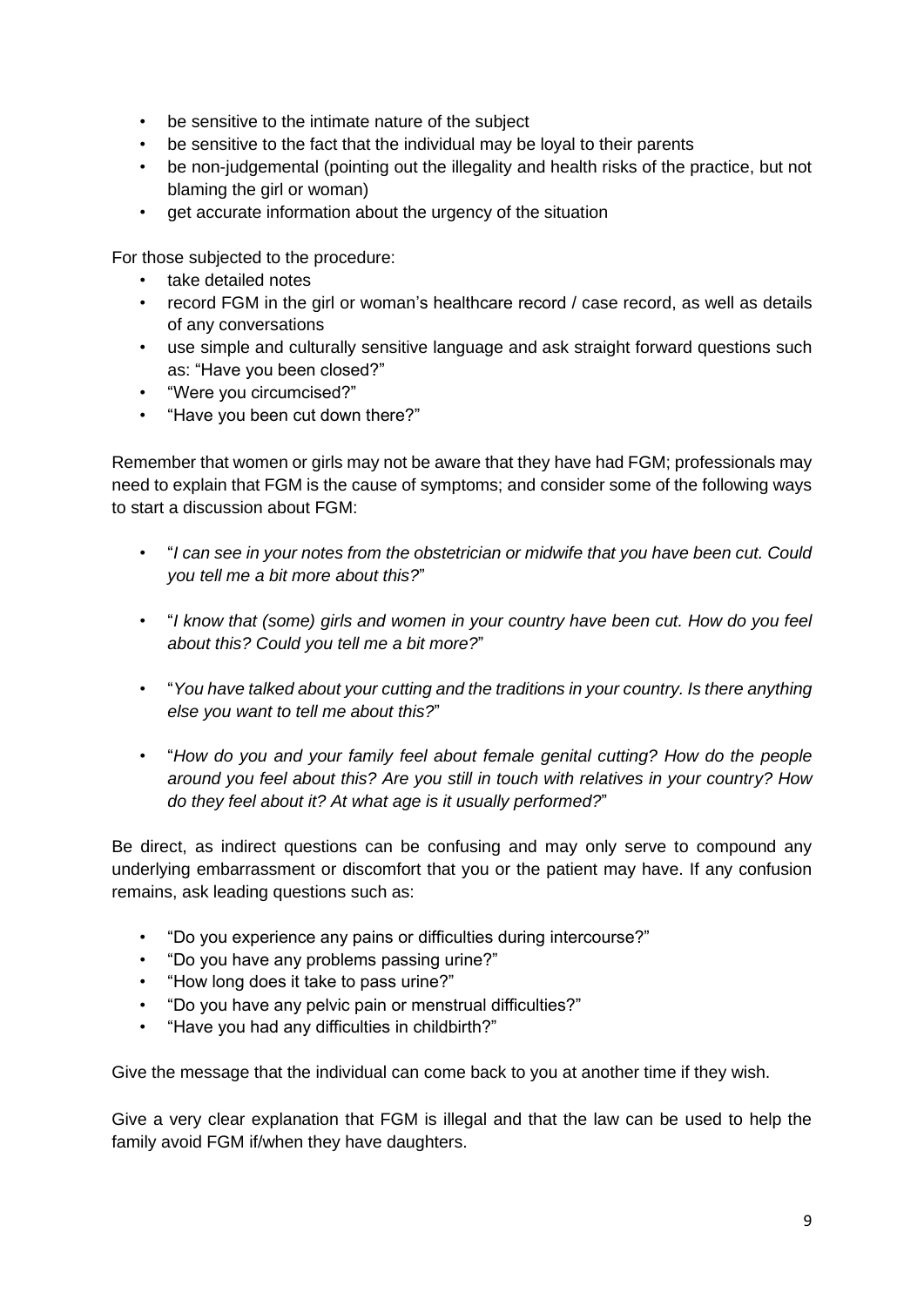- be sensitive to the intimate nature of the subject
- be sensitive to the fact that the individual may be loyal to their parents
- be non-judgemental (pointing out the illegality and health risks of the practice, but not blaming the girl or woman)
- get accurate information about the urgency of the situation

For those subjected to the procedure:

- take detailed notes
- record FGM in the girl or woman's healthcare record / case record, as well as details of any conversations
- use simple and culturally sensitive language and ask straight forward questions such as: "Have you been closed?"
- "Were you circumcised?"
- "Have you been cut down there?"

Remember that women or girls may not be aware that they have had FGM; professionals may need to explain that FGM is the cause of symptoms; and consider some of the following ways to start a discussion about FGM:

- "*I can see in your notes from the obstetrician or midwife that you have been cut. Could you tell me a bit more about this?*"
- "*I know that (some) girls and women in your country have been cut. How do you feel about this? Could you tell me a bit more?*"
- "*You have talked about your cutting and the traditions in your country. Is there anything else you want to tell me about this?*"
- "*How do you and your family feel about female genital cutting? How do the people around you feel about this? Are you still in touch with relatives in your country? How do they feel about it? At what age is it usually performed?*"

Be direct, as indirect questions can be confusing and may only serve to compound any underlying embarrassment or discomfort that you or the patient may have. If any confusion remains, ask leading questions such as:

- "Do you experience any pains or difficulties during intercourse?"
- "Do you have any problems passing urine?"
- "How long does it take to pass urine?"
- "Do you have any pelvic pain or menstrual difficulties?"
- "Have you had any difficulties in childbirth?"

Give the message that the individual can come back to you at another time if they wish.

Give a very clear explanation that FGM is illegal and that the law can be used to help the family avoid FGM if/when they have daughters.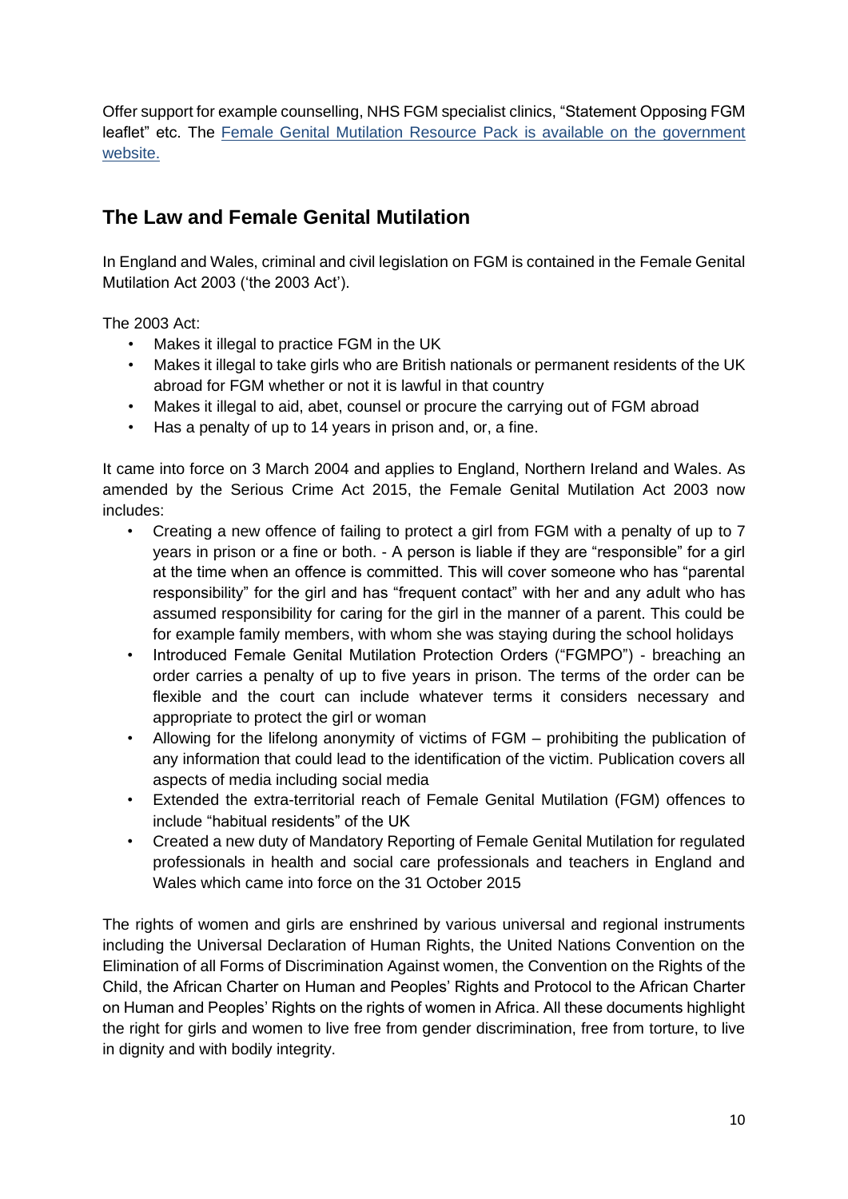Offer support for example counselling, NHS FGM specialist clinics, "Statement Opposing FGM leaflet" etc. The Female Genital Mutilation Resource Pack is available on the government website.

## The Law and Female Genital Mutilation

In England and Wales, criminal and civil legislation on FGM is contained in the Female Genital Mutilation Act 2003 ('the 2003 Act').

The 2003 Act:

- Makes it illegal to practice FGM in the UK
- Makes it illegal to take girls who are British nationals or permanent residents of the UK abroad for FGM whether or not it is lawful in that country
- Makes it illegal to aid, abet, counsel or procure the carrying out of FGM abroad
- Has a penalty of up to 14 years in prison and, or, a fine.

It came into force on 3 March 2004 and applies to England, Northern Ireland and Wales. As amended by the Serious Crime Act 2015, the Female Genital Mutilation Act 2003 now includes:

- Creating a new offence of failing to protect a girl from FGM with a penalty of up to 7 years in prison or a fine or both. - A person is liable if they are "responsible" for a girl at the time when an offence is committed. This will cover someone who has "parental responsibility" for the girl and has "frequent contact" with her and any adult who has assumed responsibility for caring for the girl in the manner of a parent. This could be for example family members, with whom she was staying during the school holidays
- Introduced Female Genital Mutilation Protection Orders ("FGMPO") - breaching an order carries a penalty of up to five years in prison. The terms of the order can be flexible and the court can include whatever terms it considers necessary and appropriate to protect the girl or woman
- Allowing for the lifelong anonymity of victims of FGM – prohibiting the publication of any information that could lead to the identification of the victim. Publication covers all aspects of media including social media
- Extended the extra-territorial reach of Female Genital Mutilation (FGM) offences to include "habitual residents" of the UK
- Created a new duty of Mandatory Reporting of Female Genital Mutilation for regulated professionals in health and social care professionals and teachers in England and Wales which came into force on the 31 October 2015

The rights of women and girls are enshrined by various universal and regional instruments including the Universal Declaration of Human Rights, the United Nations Convention on the Elimination of all Forms of Discrimination Against women, the Convention on the Rights of the Child, the African Charter on Human and Peoples' Rights and Protocol to the African Charter on Human and Peoples' Rights on the rights of women in Africa. All these documents highlight the right for girls and women to live free from gender discrimination, free from torture, to live in dignity and with bodily integrity.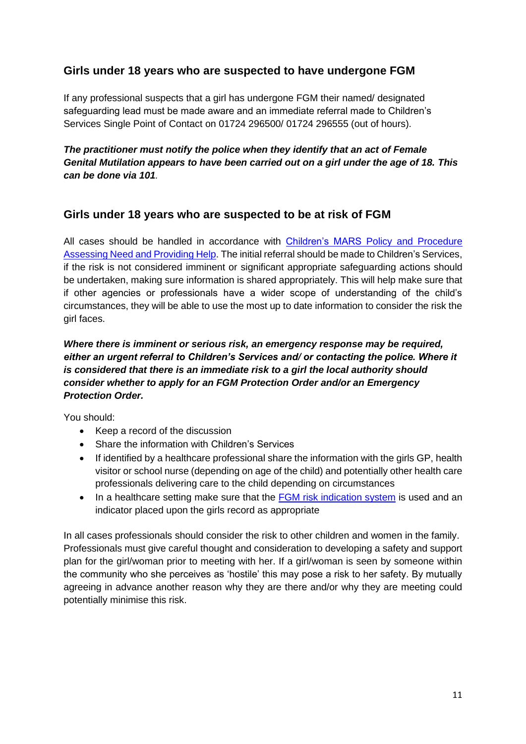## Girls under 18 years who are suspected to have undergone FGM

If any professional suspects that a girl has undergone FGM their named/ designated safeguarding lead must be made aware and an immediate referral made to Children's Services Single Point of Contact on 01724 296500/ 01724 296555 (out of hours).

***The practitioner must notify the police when they identify that an act of Female Genital Mutilation appears to have been carried out on a girl under the age of 18. This can be done via 101.***

## Girls under 18 years who are suspected to be at risk of FGM

All cases should be handled in accordance with [Children's MARS Policy and Procedure Assessing Need and Providing Help](). The initial referral should be made to Children's Services, if the risk is not considered imminent or significant appropriate safeguarding actions should be undertaken, making sure information is shared appropriately. This will help make sure that if other agencies or professionals have a wider scope of understanding of the child's circumstances, they will be able to use the most up to date information to consider the risk the girl faces.

***Where there is imminent or serious risk, an emergency response may be required, either an urgent referral to Children's Services and/ or contacting the police. Where it is considered that there is an immediate risk to a girl the local authority should consider whether to apply for an FGM Protection Order and/or an Emergency Protection Order.***

You should:

- Keep a record of the discussion
- Share the information with Children's Services
- If identified by a healthcare professional share the information with the girls GP, health visitor or school nurse (depending on age of the child) and potentially other health care professionals delivering care to the child depending on circumstances
- In a healthcare setting make sure that the [FGM risk indication system]() is used and an indicator placed upon the girls record as appropriate

In all cases professionals should consider the risk to other children and women in the family. Professionals must give careful thought and consideration to developing a safety and support plan for the girl/woman prior to meeting with her. If a girl/woman is seen by someone within the community who she perceives as 'hostile' this may pose a risk to her safety. By mutually agreeing in advance another reason why they are there and/or why they are meeting could potentially minimise this risk.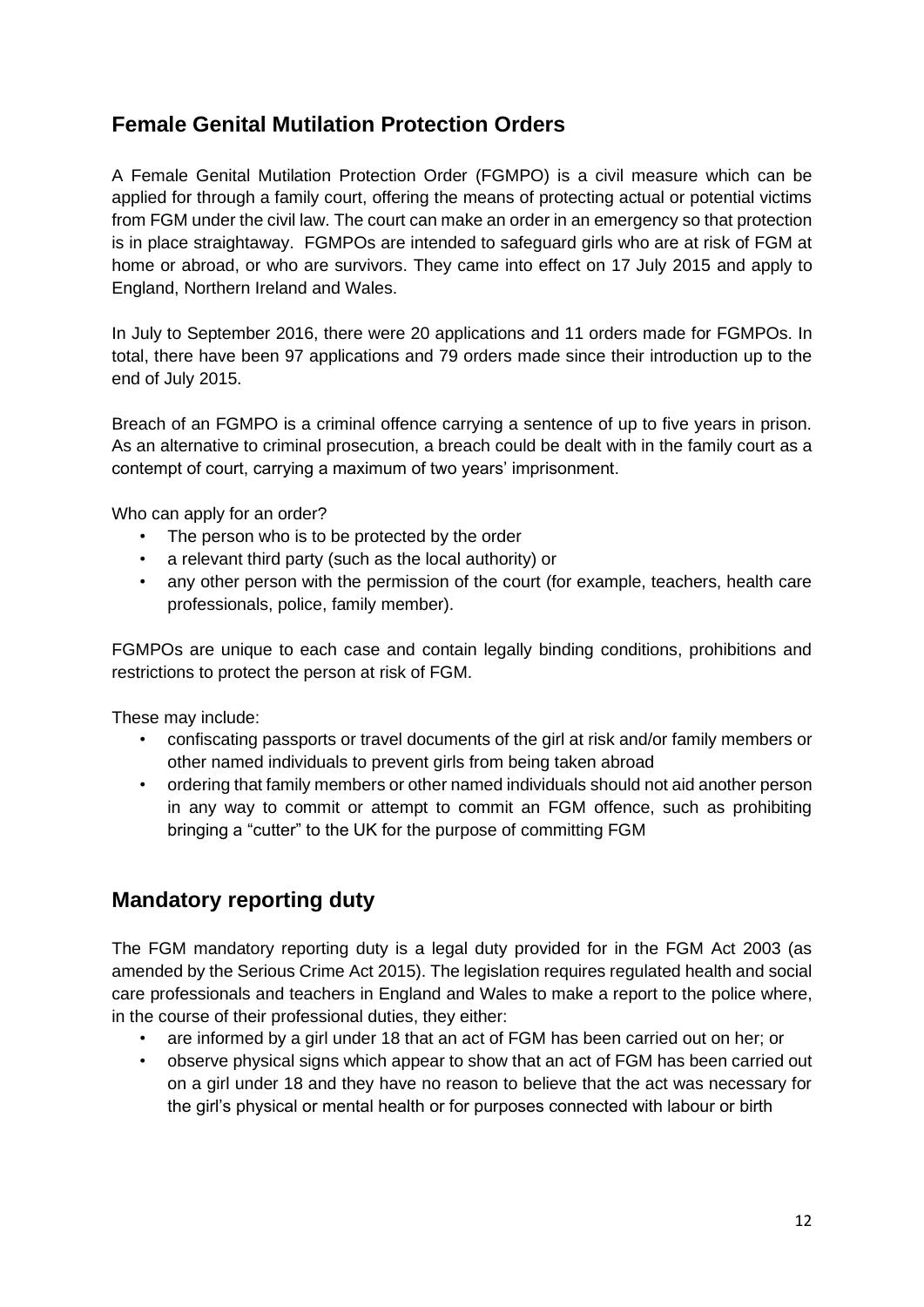## Female Genital Mutilation Protection Orders

A Female Genital Mutilation Protection Order (FGMPO) is a civil measure which can be applied for through a family court, offering the means of protecting actual or potential victims from FGM under the civil law. The court can make an order in an emergency so that protection is in place straightaway. FGMPOs are intended to safeguard girls who are at risk of FGM at home or abroad, or who are survivors. They came into effect on 17 July 2015 and apply to England, Northern Ireland and Wales.

In July to September 2016, there were 20 applications and 11 orders made for FGMPOs. In total, there have been 97 applications and 79 orders made since their introduction up to the end of July 2015.

Breach of an FGMPO is a criminal offence carrying a sentence of up to five years in prison. As an alternative to criminal prosecution, a breach could be dealt with in the family court as a contempt of court, carrying a maximum of two years' imprisonment.

Who can apply for an order?

- The person who is to be protected by the order
- a relevant third party (such as the local authority) or
- any other person with the permission of the court (for example, teachers, health care professionals, police, family member).

FGMPOs are unique to each case and contain legally binding conditions, prohibitions and restrictions to protect the person at risk of FGM.

These may include:

- confiscating passports or travel documents of the girl at risk and/or family members or other named individuals to prevent girls from being taken abroad
- ordering that family members or other named individuals should not aid another person in any way to commit or attempt to commit an FGM offence, such as prohibiting bringing a "cutter" to the UK for the purpose of committing FGM

## Mandatory reporting duty

The FGM mandatory reporting duty is a legal duty provided for in the FGM Act 2003 (as amended by the Serious Crime Act 2015). The legislation requires regulated health and social care professionals and teachers in England and Wales to make a report to the police where, in the course of their professional duties, they either:

- are informed by a girl under 18 that an act of FGM has been carried out on her; or
- observe physical signs which appear to show that an act of FGM has been carried out on a girl under 18 and they have no reason to believe that the act was necessary for the girl's physical or mental health or for purposes connected with labour or birth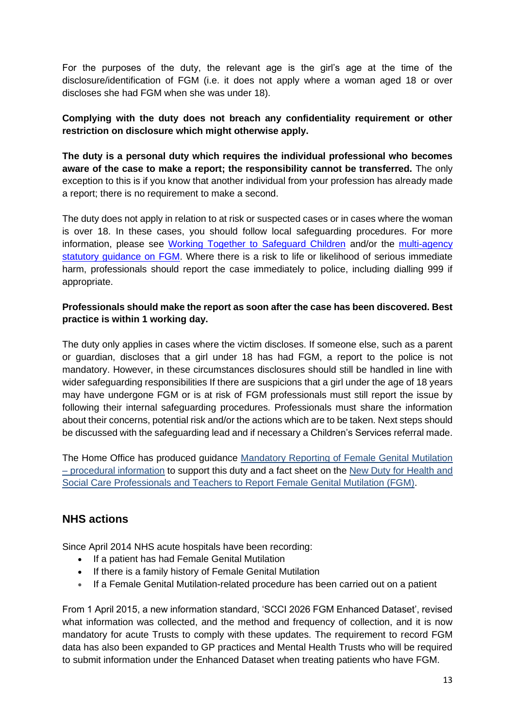For the purposes of the duty, the relevant age is the girl's age at the time of the disclosure/identification of FGM (i.e. it does not apply where a woman aged 18 or over discloses she had FGM when she was under 18).

**Complying with the duty does not breach any confidentiality requirement or other restriction on disclosure which might otherwise apply.**

**The duty is a personal duty which requires the individual professional who becomes aware of the case to make a report; the responsibility cannot be transferred.** The only exception to this is if you know that another individual from your profession has already made a report; there is no requirement to make a second.

The duty does not apply in relation to at risk or suspected cases or in cases where the woman is over 18. In these cases, you should follow local safeguarding procedures. For more information, please see [Working Together to Safeguard Children](#) and/or the [multi-agency statutory guidance on FGM](#). Where there is a risk to life or likelihood of serious immediate harm, professionals should report the case immediately to police, including dialling 999 if appropriate.

**Professionals should make the report as soon after the case has been discovered. Best practice is within 1 working day.**

The duty only applies in cases where the victim discloses. If someone else, such as a parent or guardian, discloses that a girl under 18 has had FGM, a report to the police is not mandatory. However, in these circumstances disclosures should still be handled in line with wider safeguarding responsibilities If there are suspicions that a girl under the age of 18 years may have undergone FGM or is at risk of FGM professionals must still report the issue by following their internal safeguarding procedures. Professionals must share the information about their concerns, potential risk and/or the actions which are to be taken. Next steps should be discussed with the safeguarding lead and if necessary a Children's Services referral made.

The Home Office has produced guidance [Mandatory Reporting of Female Genital Mutilation – procedural information](#) to support this duty and a fact sheet on the [New Duty for Health and Social Care Professionals and Teachers to Report Female Genital Mutilation (FGM)](#).

## NHS actions

Since April 2014 NHS acute hospitals have been recording:

- If a patient has had Female Genital Mutilation
- If there is a family history of Female Genital Mutilation
- If a Female Genital Mutilation-related procedure has been carried out on a patient

From 1 April 2015, a new information standard, 'SCCI 2026 FGM Enhanced Dataset', revised what information was collected, and the method and frequency of collection, and it is now mandatory for acute Trusts to comply with these updates. The requirement to record FGM data has also been expanded to GP practices and Mental Health Trusts who will be required to submit information under the Enhanced Dataset when treating patients who have FGM.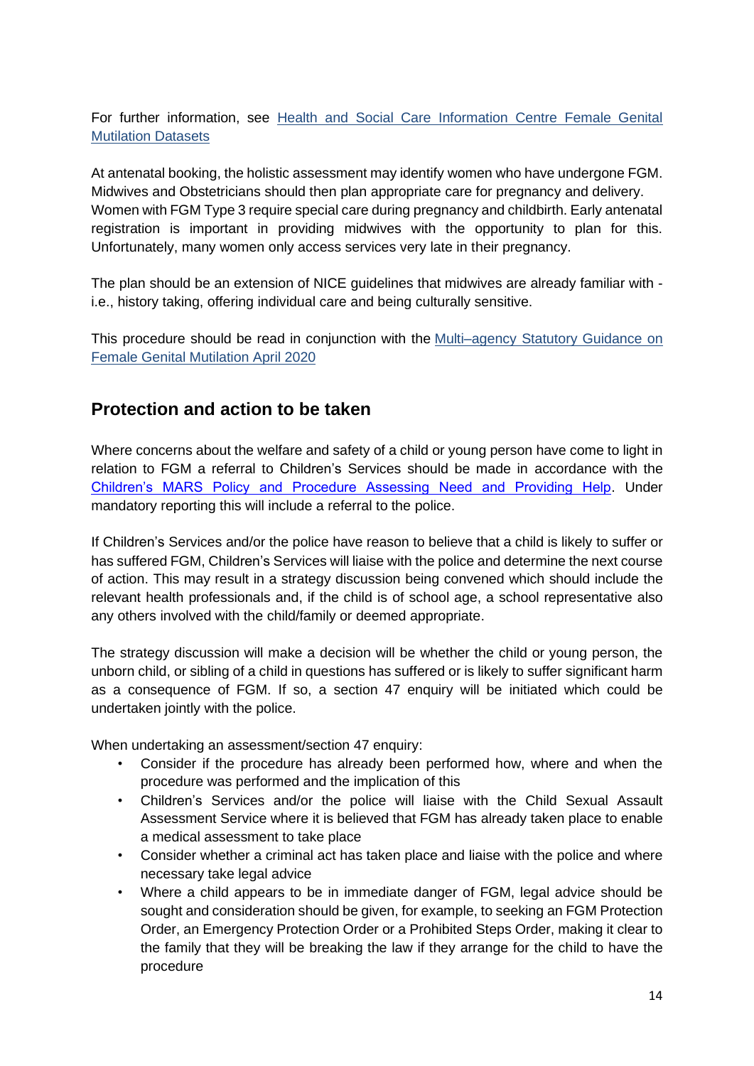For further information, see Health and Social Care Information Centre Female Genital Mutilation Datasets

At antenatal booking, the holistic assessment may identify women who have undergone FGM. Midwives and Obstetricians should then plan appropriate care for pregnancy and delivery. Women with FGM Type 3 require special care during pregnancy and childbirth. Early antenatal registration is important in providing midwives with the opportunity to plan for this. Unfortunately, many women only access services very late in their pregnancy.

The plan should be an extension of NICE guidelines that midwives are already familiar with - i.e., history taking, offering individual care and being culturally sensitive.

This procedure should be read in conjunction with the Multi–agency Statutory Guidance on Female Genital Mutilation April 2020

## Protection and action to be taken

Where concerns about the welfare and safety of a child or young person have come to light in relation to FGM a referral to Children's Services should be made in accordance with the Children's MARS Policy and Procedure Assessing Need and Providing Help. Under mandatory reporting this will include a referral to the police.

If Children's Services and/or the police have reason to believe that a child is likely to suffer or has suffered FGM, Children's Services will liaise with the police and determine the next course of action. This may result in a strategy discussion being convened which should include the relevant health professionals and, if the child is of school age, a school representative also any others involved with the child/family or deemed appropriate.

The strategy discussion will make a decision will be whether the child or young person, the unborn child, or sibling of a child in questions has suffered or is likely to suffer significant harm as a consequence of FGM. If so, a section 47 enquiry will be initiated which could be undertaken jointly with the police.

When undertaking an assessment/section 47 enquiry:

- Consider if the procedure has already been performed how, where and when the procedure was performed and the implication of this
- Children's Services and/or the police will liaise with the Child Sexual Assault Assessment Service where it is believed that FGM has already taken place to enable a medical assessment to take place
- Consider whether a criminal act has taken place and liaise with the police and where necessary take legal advice
- Where a child appears to be in immediate danger of FGM, legal advice should be sought and consideration should be given, for example, to seeking an FGM Protection Order, an Emergency Protection Order or a Prohibited Steps Order, making it clear to the family that they will be breaking the law if they arrange for the child to have the procedure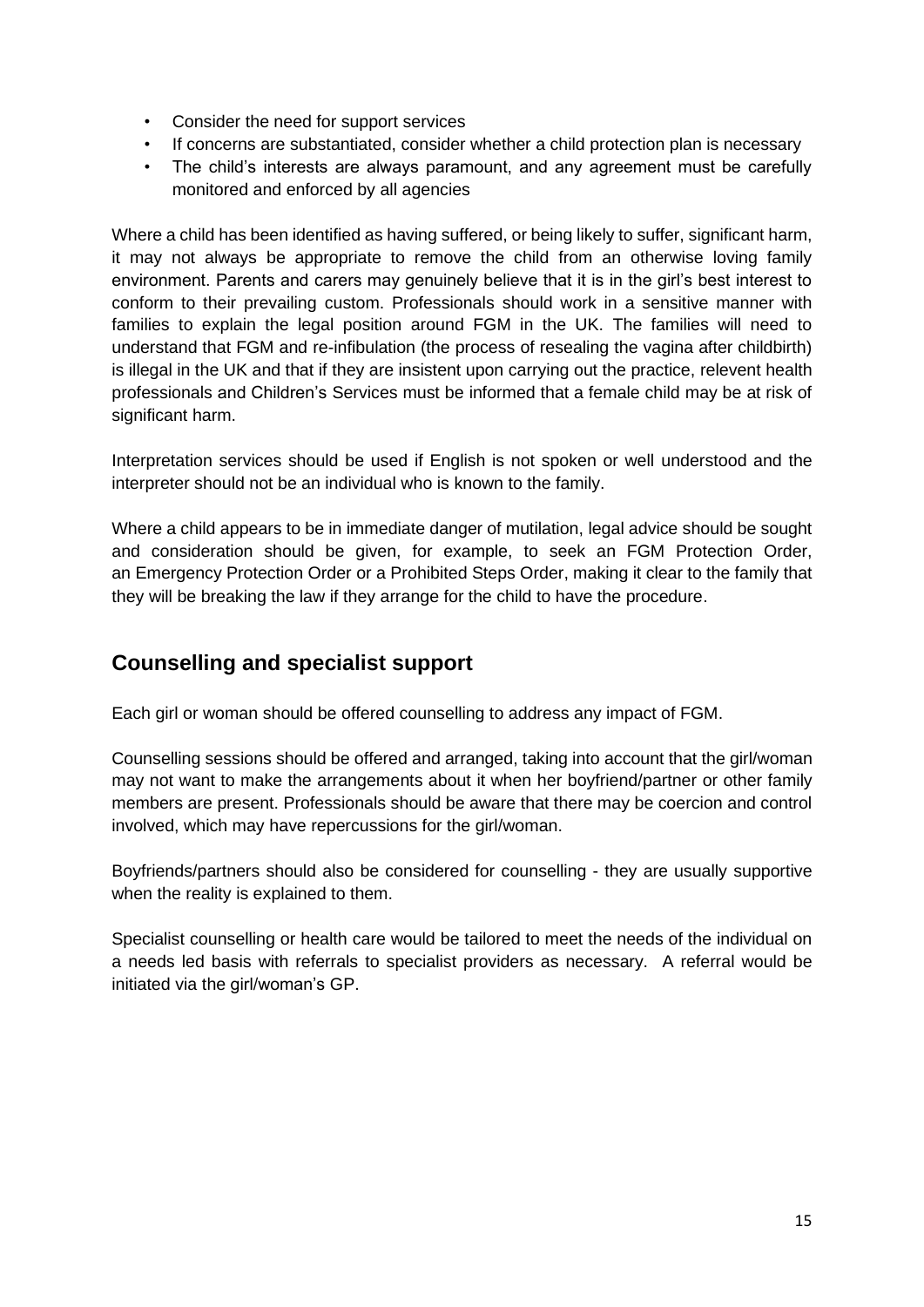- Consider the need for support services
- If concerns are substantiated, consider whether a child protection plan is necessary
- The child's interests are always paramount, and any agreement must be carefully monitored and enforced by all agencies

Where a child has been identified as having suffered, or being likely to suffer, significant harm, it may not always be appropriate to remove the child from an otherwise loving family environment. Parents and carers may genuinely believe that it is in the girl's best interest to conform to their prevailing custom. Professionals should work in a sensitive manner with families to explain the legal position around FGM in the UK. The families will need to understand that FGM and re-infibulation (the process of resealing the vagina after childbirth) is illegal in the UK and that if they are insistent upon carrying out the practice, relevent health professionals and Children's Services must be informed that a female child may be at risk of significant harm.

Interpretation services should be used if English is not spoken or well understood and the interpreter should not be an individual who is known to the family.

Where a child appears to be in immediate danger of mutilation, legal advice should be sought and consideration should be given, for example, to seek an FGM Protection Order, an Emergency Protection Order or a Prohibited Steps Order, making it clear to the family that they will be breaking the law if they arrange for the child to have the procedure.

## Counselling and specialist support

Each girl or woman should be offered counselling to address any impact of FGM.

Counselling sessions should be offered and arranged, taking into account that the girl/woman may not want to make the arrangements about it when her boyfriend/partner or other family members are present. Professionals should be aware that there may be coercion and control involved, which may have repercussions for the girl/woman.

Boyfriends/partners should also be considered for counselling - they are usually supportive when the reality is explained to them.

Specialist counselling or health care would be tailored to meet the needs of the individual on a needs led basis with referrals to specialist providers as necessary. A referral would be initiated via the girl/woman's GP.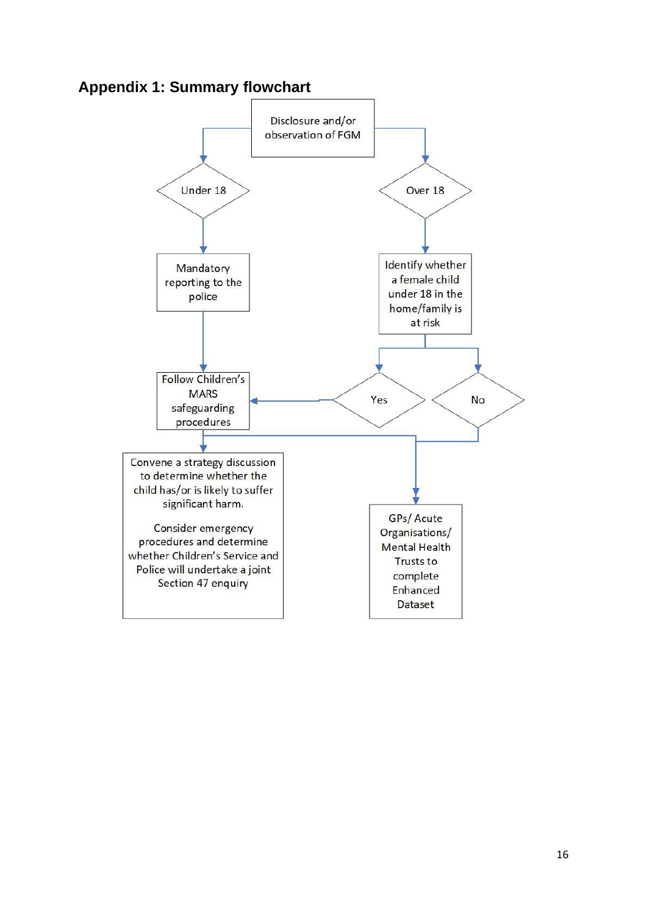## Appendix 1: Summary flowchart

Disclosure and/or observation of FGM

- **Under 18**
  - Mandatory reporting to the police
  - Follow Children's MARS safeguarding procedures
  - Convene a strategy discussion to determine whether the child has/or is likely to suffer significant harm.

    Consider emergency procedures and determine whether Children's Service and Police will undertake a joint Section 47 enquiry
  - GPs/ Acute Organisations/ Mental Health Trusts to complete Enhanced Dataset

- **Over 18**
  - Identify whether a female child under 18 in the home/family is at risk
    - **Yes** → Follow Children's MARS safeguarding procedures
    - **No** → GPs/ Acute Organisations/ Mental Health Trusts to complete Enhanced Dataset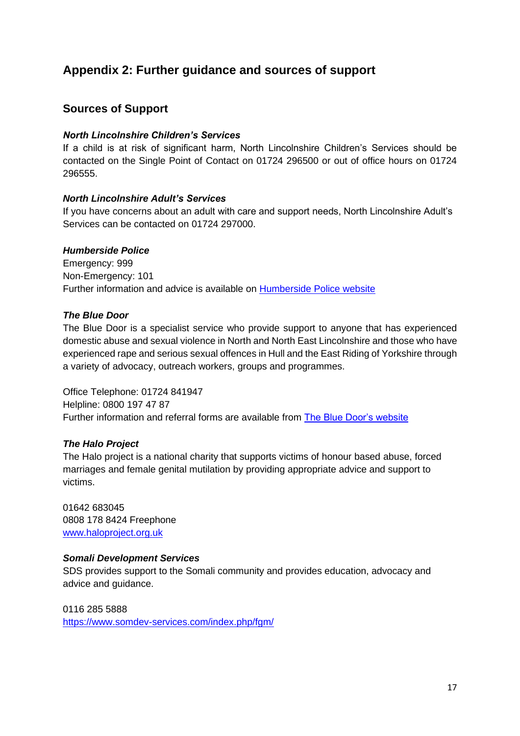# Appendix 2: Further guidance and sources of support

## Sources of Support

***North Lincolnshire Children's Services***

If a child is at risk of significant harm, North Lincolnshire Children's Services should be contacted on the Single Point of Contact on 01724 296500 or out of office hours on 01724 296555.

***North Lincolnshire Adult's Services***

If you have concerns about an adult with care and support needs, North Lincolnshire Adult's Services can be contacted on 01724 297000.

***Humberside Police***

Emergency: 999
Non-Emergency: 101
Further information and advice is available on Humberside Police website

***The Blue Door***

The Blue Door is a specialist service who provide support to anyone that has experienced domestic abuse and sexual violence in North and North East Lincolnshire and those who have experienced rape and serious sexual offences in Hull and the East Riding of Yorkshire through a variety of advocacy, outreach workers, groups and programmes.

Office Telephone: 01724 841947
Helpline: 0800 197 47 87
Further information and referral forms are available from The Blue Door's website

***The Halo Project***

The Halo project is a national charity that supports victims of honour based abuse, forced marriages and female genital mutilation by providing appropriate advice and support to victims.

01642 683045
0808 178 8424 Freephone
www.haloproject.org.uk

***Somali Development Services***

SDS provides support to the Somali community and provides education, advocacy and advice and guidance.

0116 285 5888
https://www.somdev-services.com/index.php/fgm/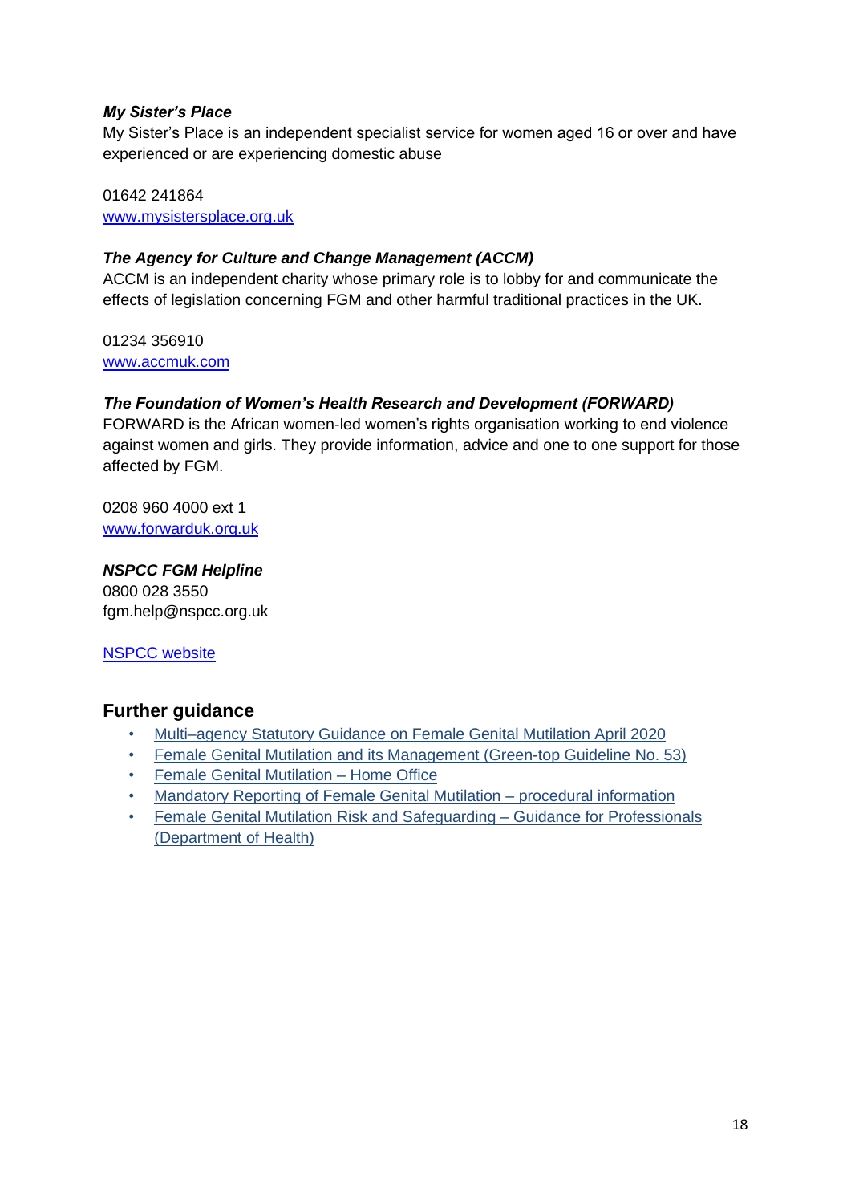***My Sister's Place***

My Sister's Place is an independent specialist service for women aged 16 or over and have experienced or are experiencing domestic abuse

01642 241864

[www.mysistersplace.org.uk](www.mysistersplace.org.uk)

***The Agency for Culture and Change Management (ACCM)***

ACCM is an independent charity whose primary role is to lobby for and communicate the effects of legislation concerning FGM and other harmful traditional practices in the UK.

01234 356910

[www.accmuk.com](www.accmuk.com)

***The Foundation of Women's Health Research and Development (FORWARD)***

FORWARD is the African women-led women's rights organisation working to end violence against women and girls. They provide information, advice and one to one support for those affected by FGM.

0208 960 4000 ext 1

[www.forwarduk.org.uk](www.forwarduk.org.uk)

***NSPCC FGM Helpline***

0800 028 3550

fgm.help@nspcc.org.uk

NSPCC website

## Further guidance

- Multi–agency Statutory Guidance on Female Genital Mutilation April 2020
- Female Genital Mutilation and its Management (Green-top Guideline No. 53)
- Female Genital Mutilation – Home Office
- Mandatory Reporting of Female Genital Mutilation – procedural information
- Female Genital Mutilation Risk and Safeguarding – Guidance for Professionals (Department of Health)